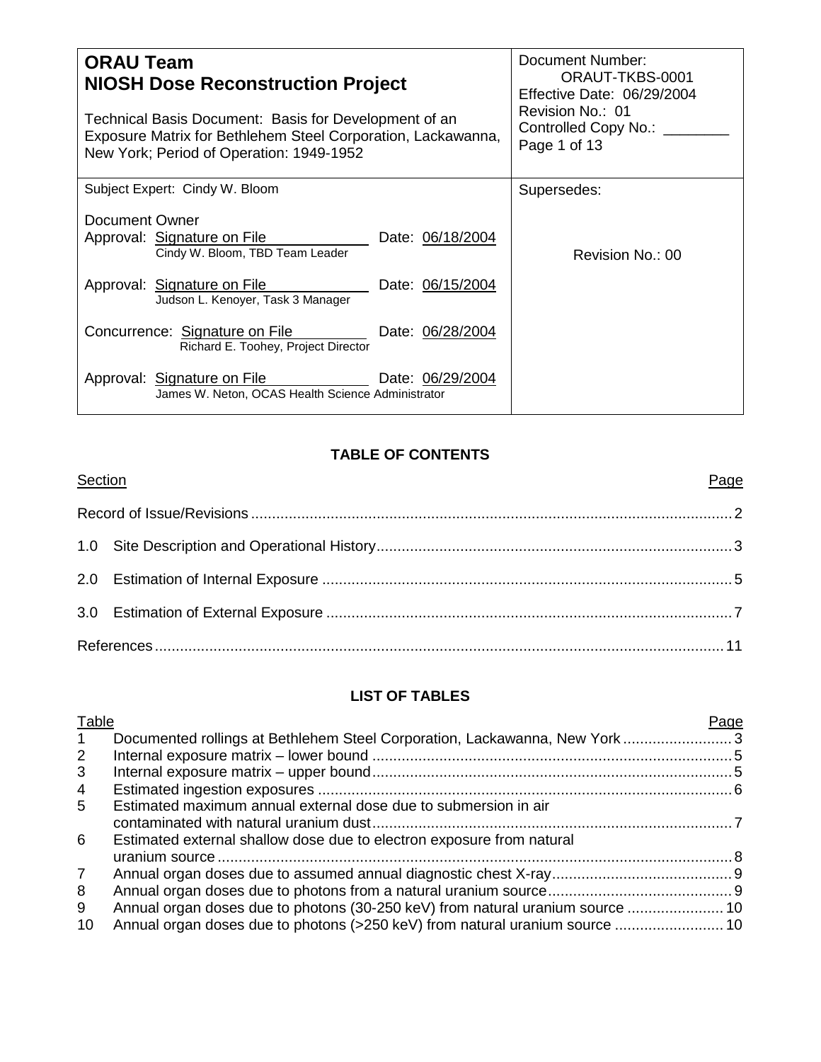| **ORAU Team**<br>**NIOSH Dose Reconstruction Project**<br><br>Technical Basis Document: Basis for Development of an Exposure Matrix for Bethlehem Steel Corporation, Lackawanna, New York; Period of Operation: 1949-1952 | Document Number: ORAUT-TKBS-0001<br>Effective Date: 06/29/2004<br>Revision No.: 01<br>Controlled Copy No.: ________<br>Page 1 of 13 |
|---|---|
| Subject Expert: Cindy W. Bloom<br><br>Document Owner<br>Approval: Signature on File — Date: 06/18/2004<br>Cindy W. Bloom, TBD Team Leader<br><br>Approval: Signature on File — Date: 06/15/2004<br>Judson L. Kenoyer, Task 3 Manager<br><br>Concurrence: Signature on File — Date: 06/28/2004<br>Richard E. Toohey, Project Director<br><br>Approval: Signature on File — Date: 06/29/2004<br>James W. Neton, OCAS Health Science Administrator | Supersedes:<br><br>Revision No.: 00 |

## TABLE OF CONTENTS

| Section | Page |
|---|---|
| Record of Issue/Revisions | 2 |
| 1.0 Site Description and Operational History | 3 |
| 2.0 Estimation of Internal Exposure | 5 |
| 3.0 Estimation of External Exposure | 7 |
| References | 11 |

## LIST OF TABLES

| Table | | Page |
|---|---|---|
| 1 | Documented rollings at Bethlehem Steel Corporation, Lackawanna, New York | 3 |
| 2 | Internal exposure matrix – lower bound | 5 |
| 3 | Internal exposure matrix – upper bound | 5 |
| 4 | Estimated ingestion exposures | 6 |
| 5 | Estimated maximum annual external dose due to submersion in air contaminated with natural uranium dust | 7 |
| 6 | Estimated external shallow dose due to electron exposure from natural uranium source | 8 |
| 7 | Annual organ doses due to assumed annual diagnostic chest X-ray | 9 |
| 8 | Annual organ doses due to photons from a natural uranium source | 9 |
| 9 | Annual organ doses due to photons (30-250 keV) from natural uranium source | 10 |
| 10 | Annual organ doses due to photons (>250 keV) from natural uranium source | 10 |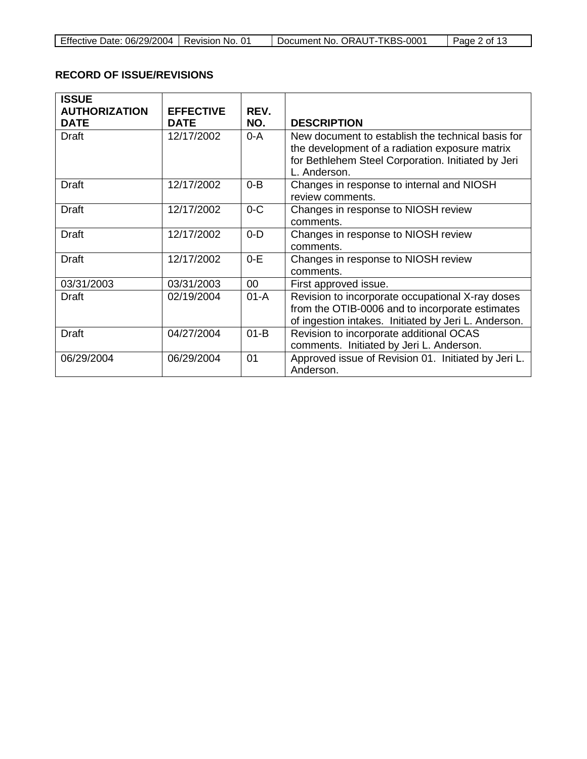**RECORD OF ISSUE/REVISIONS**

| ISSUE AUTHORIZATION DATE | EFFECTIVE DATE | REV. NO. | DESCRIPTION |
|---|---|---|---|
| Draft | 12/17/2002 | 0-A | New document to establish the technical basis for the development of a radiation exposure matrix for Bethlehem Steel Corporation. Initiated by Jeri L. Anderson. |
| Draft | 12/17/2002 | 0-B | Changes in response to internal and NIOSH review comments. |
| Draft | 12/17/2002 | 0-C | Changes in response to NIOSH review comments. |
| Draft | 12/17/2002 | 0-D | Changes in response to NIOSH review comments. |
| Draft | 12/17/2002 | 0-E | Changes in response to NIOSH review comments. |
| 03/31/2003 | 03/31/2003 | 00 | First approved issue. |
| Draft | 02/19/2004 | 01-A | Revision to incorporate occupational X-ray doses from the OTIB-0006 and to incorporate estimates of ingestion intakes. Initiated by Jeri L. Anderson. |
| Draft | 04/27/2004 | 01-B | Revision to incorporate additional OCAS comments. Initiated by Jeri L. Anderson. |
| 06/29/2004 | 06/29/2004 | 01 | Approved issue of Revision 01. Initiated by Jeri L. Anderson. |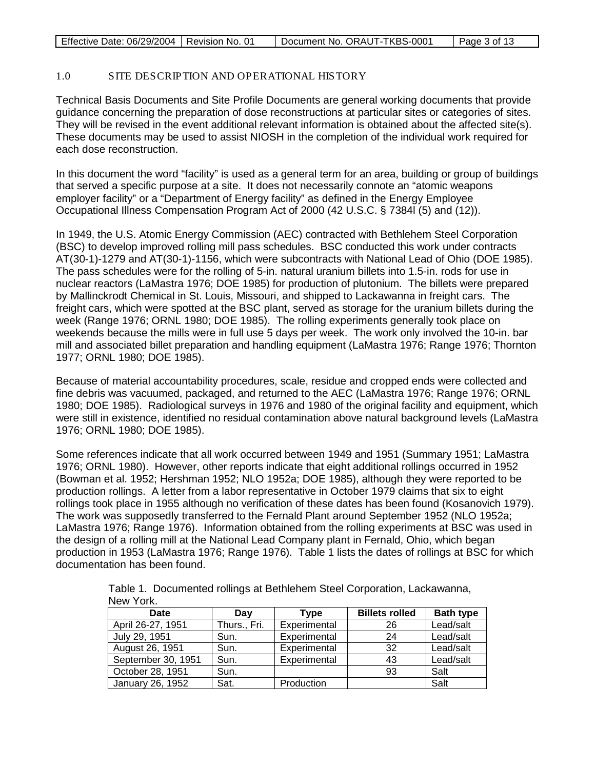## 1.0 SITE DESCRIPTION AND OPERATIONAL HISTORY

Technical Basis Documents and Site Profile Documents are general working documents that provide guidance concerning the preparation of dose reconstructions at particular sites or categories of sites. They will be revised in the event additional relevant information is obtained about the affected site(s). These documents may be used to assist NIOSH in the completion of the individual work required for each dose reconstruction.

In this document the word "facility" is used as a general term for an area, building or group of buildings that served a specific purpose at a site. It does not necessarily connote an "atomic weapons employer facility" or a "Department of Energy facility" as defined in the Energy Employee Occupational Illness Compensation Program Act of 2000 (42 U.S.C. § 7384l (5) and (12)).

In 1949, the U.S. Atomic Energy Commission (AEC) contracted with Bethlehem Steel Corporation (BSC) to develop improved rolling mill pass schedules. BSC conducted this work under contracts AT(30-1)-1279 and AT(30-1)-1156, which were subcontracts with National Lead of Ohio (DOE 1985). The pass schedules were for the rolling of 5-in. natural uranium billets into 1.5-in. rods for use in nuclear reactors (LaMastra 1976; DOE 1985) for production of plutonium. The billets were prepared by Mallinckrodt Chemical in St. Louis, Missouri, and shipped to Lackawanna in freight cars. The freight cars, which were spotted at the BSC plant, served as storage for the uranium billets during the week (Range 1976; ORNL 1980; DOE 1985). The rolling experiments generally took place on weekends because the mills were in full use 5 days per week. The work only involved the 10-in. bar mill and associated billet preparation and handling equipment (LaMastra 1976; Range 1976; Thornton 1977; ORNL 1980; DOE 1985).

Because of material accountability procedures, scale, residue and cropped ends were collected and fine debris was vacuumed, packaged, and returned to the AEC (LaMastra 1976; Range 1976; ORNL 1980; DOE 1985). Radiological surveys in 1976 and 1980 of the original facility and equipment, which were still in existence, identified no residual contamination above natural background levels (LaMastra 1976; ORNL 1980; DOE 1985).

Some references indicate that all work occurred between 1949 and 1951 (Summary 1951; LaMastra 1976; ORNL 1980). However, other reports indicate that eight additional rollings occurred in 1952 (Bowman et al. 1952; Hershman 1952; NLO 1952a; DOE 1985), although they were reported to be production rollings. A letter from a labor representative in October 1979 claims that six to eight rollings took place in 1955 although no verification of these dates has been found (Kosanovich 1979). The work was supposedly transferred to the Fernald Plant around September 1952 (NLO 1952a; LaMastra 1976; Range 1976). Information obtained from the rolling experiments at BSC was used in the design of a rolling mill at the National Lead Company plant in Fernald, Ohio, which began production in 1953 (LaMastra 1976; Range 1976). Table 1 lists the dates of rollings at BSC for which documentation has been found.

Table 1. Documented rollings at Bethlehem Steel Corporation, Lackawanna, New York.

| Date | Day | Type | Billets rolled | Bath type |
|---|---|---|---|---|
| April 26-27, 1951 | Thurs., Fri. | Experimental | 26 | Lead/salt |
| July 29, 1951 | Sun. | Experimental | 24 | Lead/salt |
| August 26, 1951 | Sun. | Experimental | 32 | Lead/salt |
| September 30, 1951 | Sun. | Experimental | 43 | Lead/salt |
| October 28, 1951 | Sun. | | 93 | Salt |
| January 26, 1952 | Sat. | Production | | Salt |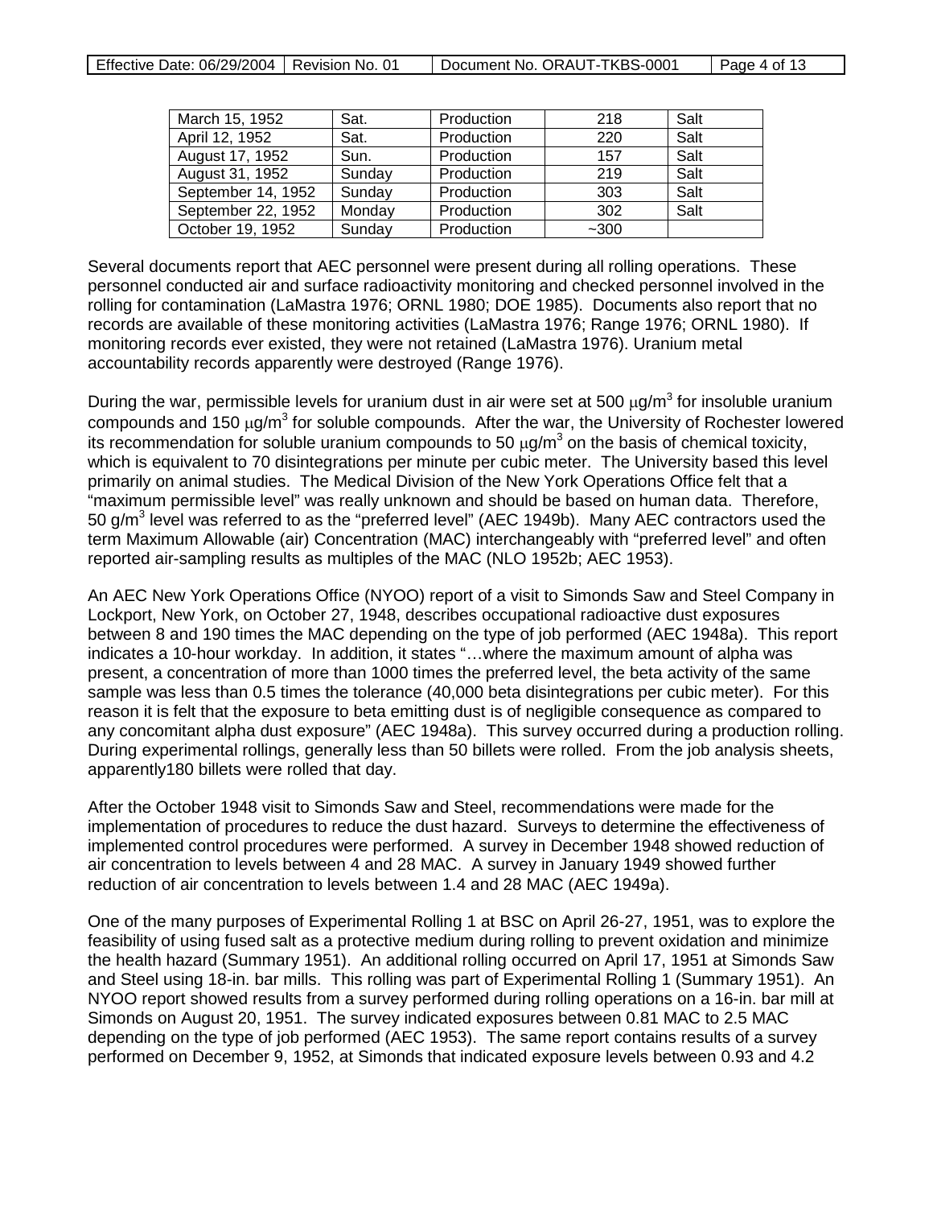| March 15, 1952 | Sat. | Production | 218 | Salt |
|---|---|---|---|---|
| April 12, 1952 | Sat. | Production | 220 | Salt |
| August 17, 1952 | Sun. | Production | 157 | Salt |
| August 31, 1952 | Sunday | Production | 219 | Salt |
| September 14, 1952 | Sunday | Production | 303 | Salt |
| September 22, 1952 | Monday | Production | 302 | Salt |
| October 19, 1952 | Sunday | Production | ~300 | |

Several documents report that AEC personnel were present during all rolling operations. These personnel conducted air and surface radioactivity monitoring and checked personnel involved in the rolling for contamination (LaMastra 1976; ORNL 1980; DOE 1985). Documents also report that no records are available of these monitoring activities (LaMastra 1976; Range 1976; ORNL 1980). If monitoring records ever existed, they were not retained (LaMastra 1976). Uranium metal accountability records apparently were destroyed (Range 1976).

During the war, permissible levels for uranium dust in air were set at 500 $\mu g/m^3$ for insoluble uranium compounds and 150 $\mu g/m^3$ for soluble compounds. After the war, the University of Rochester lowered its recommendation for soluble uranium compounds to 50 $\mu g/m^3$ on the basis of chemical toxicity, which is equivalent to 70 disintegrations per minute per cubic meter. The University based this level primarily on animal studies. The Medical Division of the New York Operations Office felt that a "maximum permissible level" was really unknown and should be based on human data. Therefore, 50 $g/m^3$ level was referred to as the "preferred level" (AEC 1949b). Many AEC contractors used the term Maximum Allowable (air) Concentration (MAC) interchangeably with "preferred level" and often reported air-sampling results as multiples of the MAC (NLO 1952b; AEC 1953).

An AEC New York Operations Office (NYOO) report of a visit to Simonds Saw and Steel Company in Lockport, New York, on October 27, 1948, describes occupational radioactive dust exposures between 8 and 190 times the MAC depending on the type of job performed (AEC 1948a). This report indicates a 10-hour workday. In addition, it states "…where the maximum amount of alpha was present, a concentration of more than 1000 times the preferred level, the beta activity of the same sample was less than 0.5 times the tolerance (40,000 beta disintegrations per cubic meter). For this reason it is felt that the exposure to beta emitting dust is of negligible consequence as compared to any concomitant alpha dust exposure" (AEC 1948a). This survey occurred during a production rolling. During experimental rollings, generally less than 50 billets were rolled. From the job analysis sheets, apparently180 billets were rolled that day.

After the October 1948 visit to Simonds Saw and Steel, recommendations were made for the implementation of procedures to reduce the dust hazard. Surveys to determine the effectiveness of implemented control procedures were performed. A survey in December 1948 showed reduction of air concentration to levels between 4 and 28 MAC. A survey in January 1949 showed further reduction of air concentration to levels between 1.4 and 28 MAC (AEC 1949a).

One of the many purposes of Experimental Rolling 1 at BSC on April 26-27, 1951, was to explore the feasibility of using fused salt as a protective medium during rolling to prevent oxidation and minimize the health hazard (Summary 1951). An additional rolling occurred on April 17, 1951 at Simonds Saw and Steel using 18-in. bar mills. This rolling was part of Experimental Rolling 1 (Summary 1951). An NYOO report showed results from a survey performed during rolling operations on a 16-in. bar mill at Simonds on August 20, 1951. The survey indicated exposures between 0.81 MAC to 2.5 MAC depending on the type of job performed (AEC 1953). The same report contains results of a survey performed on December 9, 1952, at Simonds that indicated exposure levels between 0.93 and 4.2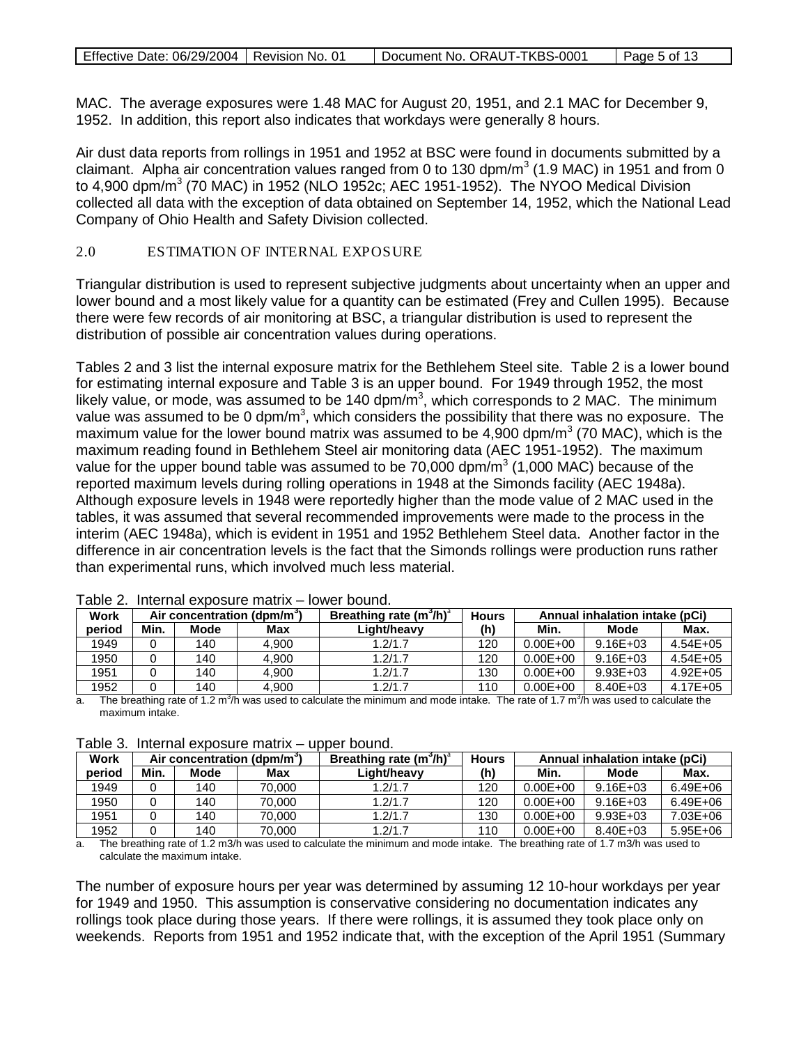MAC. The average exposures were 1.48 MAC for August 20, 1951, and 2.1 MAC for December 9, 1952. In addition, this report also indicates that workdays were generally 8 hours.

Air dust data reports from rollings in 1951 and 1952 at BSC were found in documents submitted by a claimant. Alpha air concentration values ranged from 0 to 130 dpm/m$^3$ (1.9 MAC) in 1951 and from 0 to 4,900 dpm/m$^3$ (70 MAC) in 1952 (NLO 1952c; AEC 1951-1952). The NYOO Medical Division collected all data with the exception of data obtained on September 14, 1952, which the National Lead Company of Ohio Health and Safety Division collected.

## 2.0 ESTIMATION OF INTERNAL EXPOSURE

Triangular distribution is used to represent subjective judgments about uncertainty when an upper and lower bound and a most likely value for a quantity can be estimated (Frey and Cullen 1995). Because there were few records of air monitoring at BSC, a triangular distribution is used to represent the distribution of possible air concentration values during operations.

Tables 2 and 3 list the internal exposure matrix for the Bethlehem Steel site. Table 2 is a lower bound for estimating internal exposure and Table 3 is an upper bound. For 1949 through 1952, the most likely value, or mode, was assumed to be 140 dpm/m$^3$, which corresponds to 2 MAC. The minimum value was assumed to be 0 dpm/m$^3$, which considers the possibility that there was no exposure. The maximum value for the lower bound matrix was assumed to be 4,900 dpm/m$^3$ (70 MAC), which is the maximum reading found in Bethlehem Steel air monitoring data (AEC 1951-1952). The maximum value for the upper bound table was assumed to be 70,000 dpm/m$^3$ (1,000 MAC) because of the reported maximum levels during rolling operations in 1948 at the Simonds facility (AEC 1948a). Although exposure levels in 1948 were reportedly higher than the mode value of 2 MAC used in the tables, it was assumed that several recommended improvements were made to the process in the interim (AEC 1948a), which is evident in 1951 and 1952 Bethlehem Steel data. Another factor in the difference in air concentration levels is the fact that the Simonds rollings were production runs rather than experimental runs, which involved much less material.

Table 2. Internal exposure matrix – lower bound.

| Work | Air concentration (dpm/m$^3$) | | | Breathing rate (m$^3$/h)[a] | Hours | Annual inhalation intake (pCi) | | |
|---|---|---|---|---|---|---|---|---|
| period | Min. | Mode | Max | Light/heavy | (h) | Min. | Mode | Max. |
| 1949 | 0 | 140 | 4,900 | 1.2/1.7 | 120 | 0.00E+00 | 9.16E+03 | 4.54E+05 |
| 1950 | 0 | 140 | 4,900 | 1.2/1.7 | 120 | 0.00E+00 | 9.16E+03 | 4.54E+05 |
| 1951 | 0 | 140 | 4,900 | 1.2/1.7 | 130 | 0.00E+00 | 9.93E+03 | 4.92E+05 |
| 1952 | 0 | 140 | 4,900 | 1.2/1.7 | 110 | 0.00E+00 | 8.40E+03 | 4.17E+05 |

a. The breathing rate of 1.2 m$^3$/h was used to calculate the minimum and mode intake. The rate of 1.7 m$^3$/h was used to calculate the maximum intake.

Table 3. Internal exposure matrix – upper bound.

| Work | Air concentration (dpm/m$^3$) | | | Breathing rate (m$^3$/h)[a] | Hours | Annual inhalation intake (pCi) | | |
|---|---|---|---|---|---|---|---|---|
| period | Min. | Mode | Max | Light/heavy | (h) | Min. | Mode | Max. |
| 1949 | 0 | 140 | 70,000 | 1.2/1.7 | 120 | 0.00E+00 | 9.16E+03 | 6.49E+06 |
| 1950 | 0 | 140 | 70,000 | 1.2/1.7 | 120 | 0.00E+00 | 9.16E+03 | 6.49E+06 |
| 1951 | 0 | 140 | 70,000 | 1.2/1.7 | 130 | 0.00E+00 | 9.93E+03 | 7.03E+06 |
| 1952 | 0 | 140 | 70,000 | 1.2/1.7 | 110 | 0.00E+00 | 8.40E+03 | 5.95E+06 |

a. The breathing rate of 1.2 m3/h was used to calculate the minimum and mode intake. The breathing rate of 1.7 m3/h was used to calculate the maximum intake.

The number of exposure hours per year was determined by assuming 12 10-hour workdays per year for 1949 and 1950. This assumption is conservative considering no documentation indicates any rollings took place during those years. If there were rollings, it is assumed they took place only on weekends. Reports from 1951 and 1952 indicate that, with the exception of the April 1951 (Summary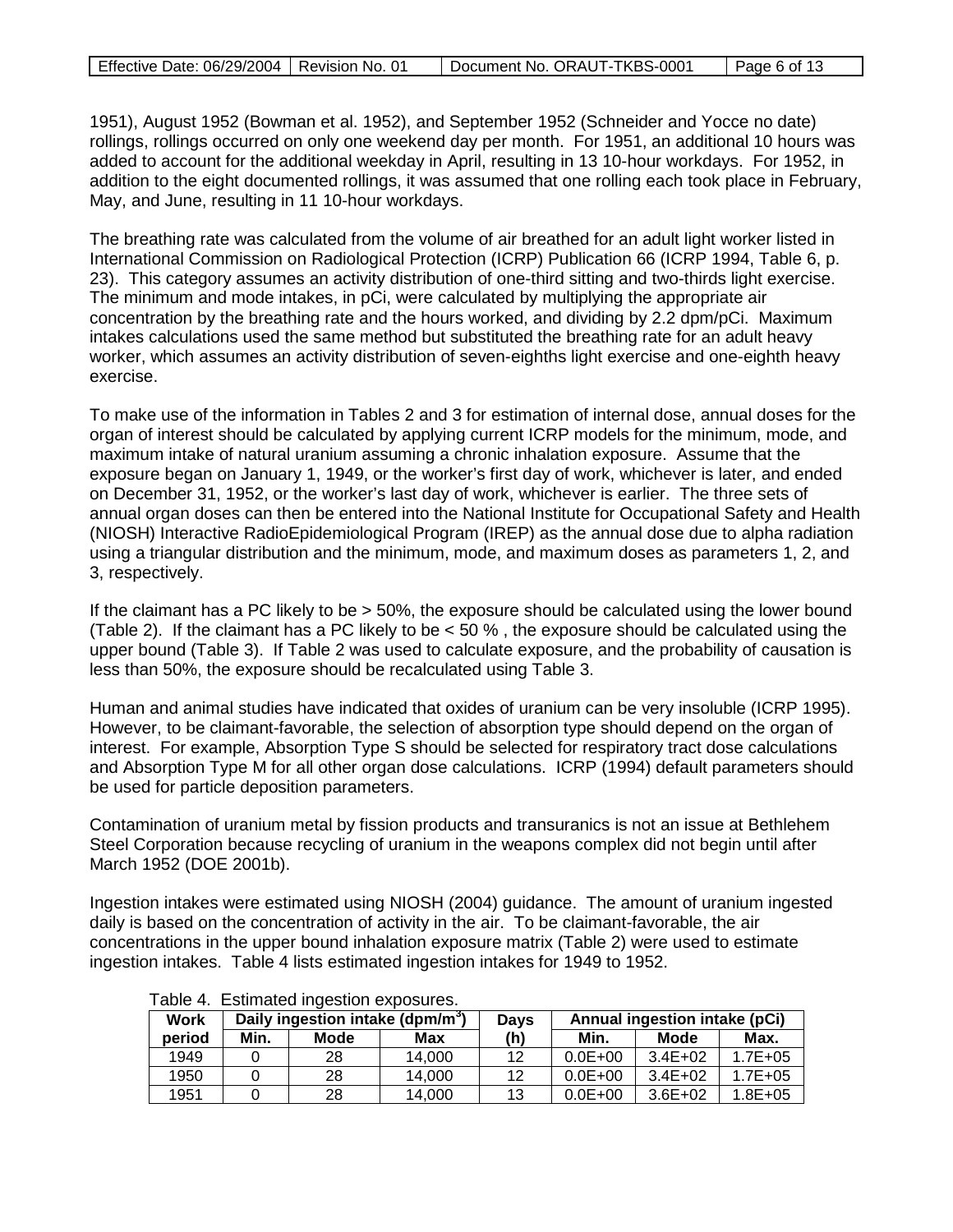1951), August 1952 (Bowman et al. 1952), and September 1952 (Schneider and Yocce no date) rollings, rollings occurred on only one weekend day per month. For 1951, an additional 10 hours was added to account for the additional weekday in April, resulting in 13 10-hour workdays. For 1952, in addition to the eight documented rollings, it was assumed that one rolling each took place in February, May, and June, resulting in 11 10-hour workdays.

The breathing rate was calculated from the volume of air breathed for an adult light worker listed in International Commission on Radiological Protection (ICRP) Publication 66 (ICRP 1994, Table 6, p. 23). This category assumes an activity distribution of one-third sitting and two-thirds light exercise. The minimum and mode intakes, in pCi, were calculated by multiplying the appropriate air concentration by the breathing rate and the hours worked, and dividing by 2.2 dpm/pCi. Maximum intakes calculations used the same method but substituted the breathing rate for an adult heavy worker, which assumes an activity distribution of seven-eighths light exercise and one-eighth heavy exercise.

To make use of the information in Tables 2 and 3 for estimation of internal dose, annual doses for the organ of interest should be calculated by applying current ICRP models for the minimum, mode, and maximum intake of natural uranium assuming a chronic inhalation exposure. Assume that the exposure began on January 1, 1949, or the worker's first day of work, whichever is later, and ended on December 31, 1952, or the worker's last day of work, whichever is earlier. The three sets of annual organ doses can then be entered into the National Institute for Occupational Safety and Health (NIOSH) Interactive RadioEpidemiological Program (IREP) as the annual dose due to alpha radiation using a triangular distribution and the minimum, mode, and maximum doses as parameters 1, 2, and 3, respectively.

If the claimant has a PC likely to be > 50%, the exposure should be calculated using the lower bound (Table 2). If the claimant has a PC likely to be < 50 % , the exposure should be calculated using the upper bound (Table 3). If Table 2 was used to calculate exposure, and the probability of causation is less than 50%, the exposure should be recalculated using Table 3.

Human and animal studies have indicated that oxides of uranium can be very insoluble (ICRP 1995). However, to be claimant-favorable, the selection of absorption type should depend on the organ of interest. For example, Absorption Type S should be selected for respiratory tract dose calculations and Absorption Type M for all other organ dose calculations. ICRP (1994) default parameters should be used for particle deposition parameters.

Contamination of uranium metal by fission products and transuranics is not an issue at Bethlehem Steel Corporation because recycling of uranium in the weapons complex did not begin until after March 1952 (DOE 2001b).

Ingestion intakes were estimated using NIOSH (2004) guidance. The amount of uranium ingested daily is based on the concentration of activity in the air. To be claimant-favorable, the air concentrations in the upper bound inhalation exposure matrix (Table 2) were used to estimate ingestion intakes. Table 4 lists estimated ingestion intakes for 1949 to 1952.

Table 4. Estimated ingestion exposures.

| Work period | Daily ingestion intake (dpm/m$^3$) | | | Days (h) | Annual ingestion intake (pCi) | | |
|---|---|---|---|---|---|---|---|
| | Min. | Mode | Max | | Min. | Mode | Max. |
| 1949 | 0 | 28 | 14,000 | 12 | 0.0E+00 | 3.4E+02 | 1.7E+05 |
| 1950 | 0 | 28 | 14,000 | 12 | 0.0E+00 | 3.4E+02 | 1.7E+05 |
| 1951 | 0 | 28 | 14,000 | 13 | 0.0E+00 | 3.6E+02 | 1.8E+05 |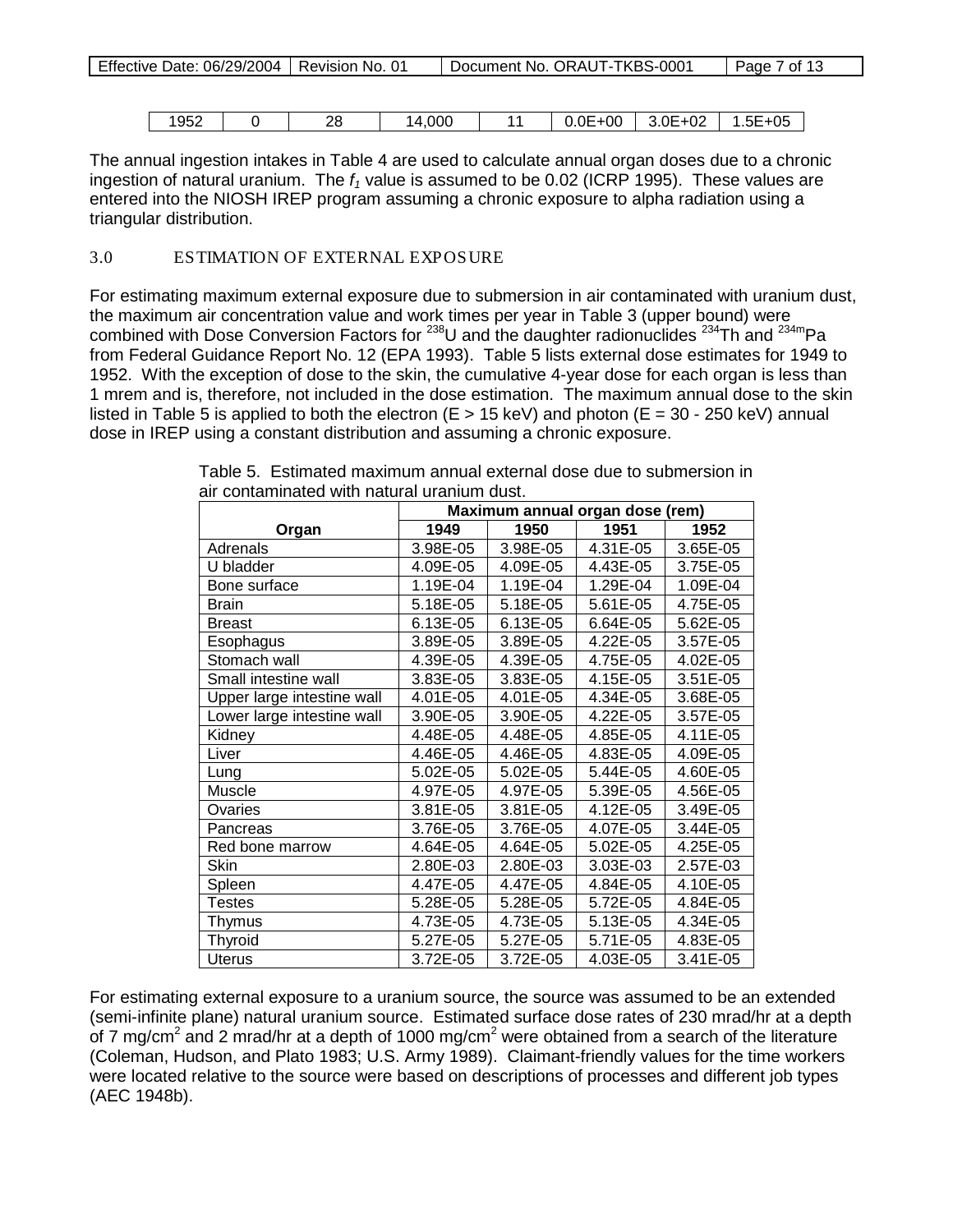| 1952 | 0 | 28 | 14,000 | 11 | 0.0E+00 | 3.0E+02 | 1.5E+05 |
|---|---|---|---|---|---|---|---|

The annual ingestion intakes in Table 4 are used to calculate annual organ doses due to a chronic ingestion of natural uranium. The $f_1$ value is assumed to be 0.02 (ICRP 1995). These values are entered into the NIOSH IREP program assuming a chronic exposure to alpha radiation using a triangular distribution.

## 3.0 ESTIMATION OF EXTERNAL EXPOSURE

For estimating maximum external exposure due to submersion in air contaminated with uranium dust, the maximum air concentration value and work times per year in Table 3 (upper bound) were combined with Dose Conversion Factors for $^{238}$U and the daughter radionuclides $^{234}$Th and $^{234m}$Pa from Federal Guidance Report No. 12 (EPA 1993). Table 5 lists external dose estimates for 1949 to 1952. With the exception of dose to the skin, the cumulative 4-year dose for each organ is less than 1 mrem and is, therefore, not included in the dose estimation. The maximum annual dose to the skin listed in Table 5 is applied to both the electron ($E > 15$ keV) and photon ($E = 30$ - 250 keV) annual dose in IREP using a constant distribution and assuming a chronic exposure.

Table 5. Estimated maximum annual external dose due to submersion in air contaminated with natural uranium dust.

| | Maximum annual organ dose (rem) | | | |
|---|---|---|---|---|
| **Organ** | **1949** | **1950** | **1951** | **1952** |
| Adrenals | 3.98E-05 | 3.98E-05 | 4.31E-05 | 3.65E-05 |
| U bladder | 4.09E-05 | 4.09E-05 | 4.43E-05 | 3.75E-05 |
| Bone surface | 1.19E-04 | 1.19E-04 | 1.29E-04 | 1.09E-04 |
| Brain | 5.18E-05 | 5.18E-05 | 5.61E-05 | 4.75E-05 |
| Breast | 6.13E-05 | 6.13E-05 | 6.64E-05 | 5.62E-05 |
| Esophagus | 3.89E-05 | 3.89E-05 | 4.22E-05 | 3.57E-05 |
| Stomach wall | 4.39E-05 | 4.39E-05 | 4.75E-05 | 4.02E-05 |
| Small intestine wall | 3.83E-05 | 3.83E-05 | 4.15E-05 | 3.51E-05 |
| Upper large intestine wall | 4.01E-05 | 4.01E-05 | 4.34E-05 | 3.68E-05 |
| Lower large intestine wall | 3.90E-05 | 3.90E-05 | 4.22E-05 | 3.57E-05 |
| Kidney | 4.48E-05 | 4.48E-05 | 4.85E-05 | 4.11E-05 |
| Liver | 4.46E-05 | 4.46E-05 | 4.83E-05 | 4.09E-05 |
| Lung | 5.02E-05 | 5.02E-05 | 5.44E-05 | 4.60E-05 |
| Muscle | 4.97E-05 | 4.97E-05 | 5.39E-05 | 4.56E-05 |
| Ovaries | 3.81E-05 | 3.81E-05 | 4.12E-05 | 3.49E-05 |
| Pancreas | 3.76E-05 | 3.76E-05 | 4.07E-05 | 3.44E-05 |
| Red bone marrow | 4.64E-05 | 4.64E-05 | 5.02E-05 | 4.25E-05 |
| Skin | 2.80E-03 | 2.80E-03 | 3.03E-03 | 2.57E-03 |
| Spleen | 4.47E-05 | 4.47E-05 | 4.84E-05 | 4.10E-05 |
| Testes | 5.28E-05 | 5.28E-05 | 5.72E-05 | 4.84E-05 |
| Thymus | 4.73E-05 | 4.73E-05 | 5.13E-05 | 4.34E-05 |
| Thyroid | 5.27E-05 | 5.27E-05 | 5.71E-05 | 4.83E-05 |
| Uterus | 3.72E-05 | 3.72E-05 | 4.03E-05 | 3.41E-05 |

For estimating external exposure to a uranium source, the source was assumed to be an extended (semi-infinite plane) natural uranium source. Estimated surface dose rates of 230 mrad/hr at a depth of 7 mg/cm$^2$ and 2 mrad/hr at a depth of 1000 mg/cm$^2$ were obtained from a search of the literature (Coleman, Hudson, and Plato 1983; U.S. Army 1989). Claimant-friendly values for the time workers were located relative to the source were based on descriptions of processes and different job types (AEC 1948b).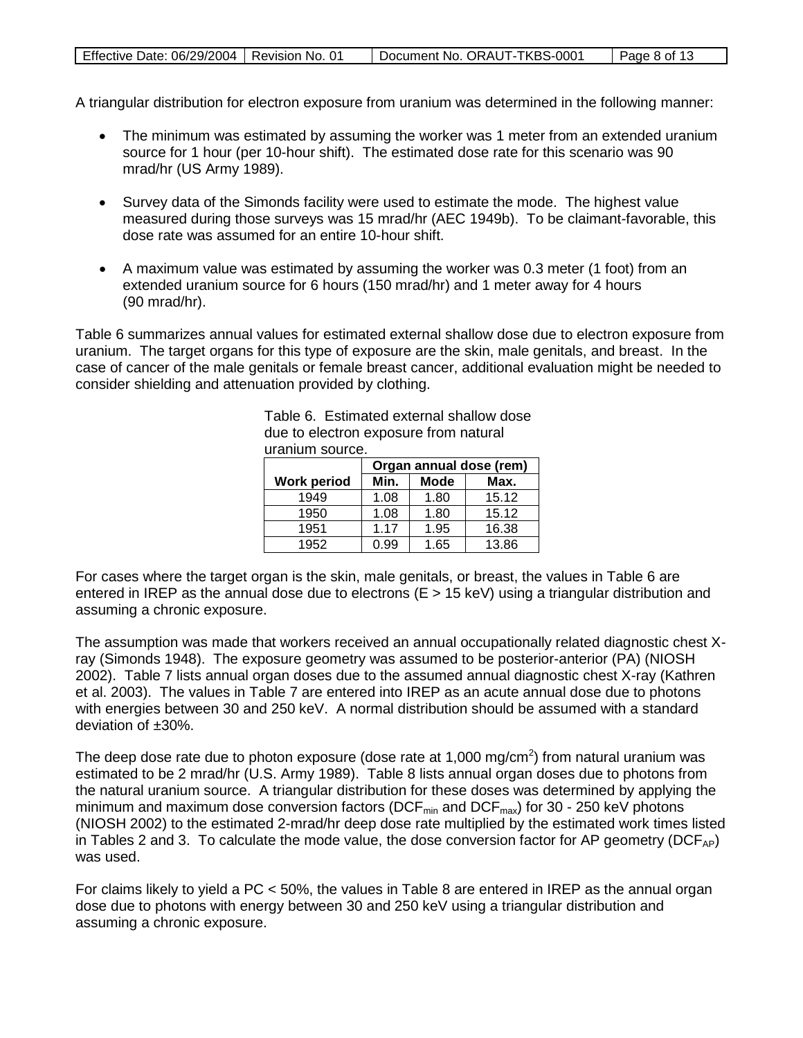A triangular distribution for electron exposure from uranium was determined in the following manner:

- The minimum was estimated by assuming the worker was 1 meter from an extended uranium source for 1 hour (per 10-hour shift). The estimated dose rate for this scenario was 90 mrad/hr (US Army 1989).
- Survey data of the Simonds facility were used to estimate the mode. The highest value measured during those surveys was 15 mrad/hr (AEC 1949b). To be claimant-favorable, this dose rate was assumed for an entire 10-hour shift.
- A maximum value was estimated by assuming the worker was 0.3 meter (1 foot) from an extended uranium source for 6 hours (150 mrad/hr) and 1 meter away for 4 hours (90 mrad/hr).

Table 6 summarizes annual values for estimated external shallow dose due to electron exposure from uranium. The target organs for this type of exposure are the skin, male genitals, and breast. In the case of cancer of the male genitals or female breast cancer, additional evaluation might be needed to consider shielding and attenuation provided by clothing.

Table 6. Estimated external shallow dose due to electron exposure from natural uranium source.

| | Organ annual dose (rem) | | |
|---|---|---|---|
| **Work period** | **Min.** | **Mode** | **Max.** |
| 1949 | 1.08 | 1.80 | 15.12 |
| 1950 | 1.08 | 1.80 | 15.12 |
| 1951 | 1.17 | 1.95 | 16.38 |
| 1952 | 0.99 | 1.65 | 13.86 |

For cases where the target organ is the skin, male genitals, or breast, the values in Table 6 are entered in IREP as the annual dose due to electrons (E > 15 keV) using a triangular distribution and assuming a chronic exposure.

The assumption was made that workers received an annual occupationally related diagnostic chest X-ray (Simonds 1948). The exposure geometry was assumed to be posterior-anterior (PA) (NIOSH 2002). Table 7 lists annual organ doses due to the assumed annual diagnostic chest X-ray (Kathren et al. 2003). The values in Table 7 are entered into IREP as an acute annual dose due to photons with energies between 30 and 250 keV. A normal distribution should be assumed with a standard deviation of ±30%.

The deep dose rate due to photon exposure (dose rate at 1,000 $mg/cm^2$) from natural uranium was estimated to be 2 mrad/hr (U.S. Army 1989). Table 8 lists annual organ doses due to photons from the natural uranium source. A triangular distribution for these doses was determined by applying the minimum and maximum dose conversion factors ($DCF_{min}$ and $DCF_{max}$) for 30 - 250 keV photons (NIOSH 2002) to the estimated 2-mrad/hr deep dose rate multiplied by the estimated work times listed in Tables 2 and 3. To calculate the mode value, the dose conversion factor for AP geometry ($DCF_{AP}$) was used.

For claims likely to yield a PC < 50%, the values in Table 8 are entered in IREP as the annual organ dose due to photons with energy between 30 and 250 keV using a triangular distribution and assuming a chronic exposure.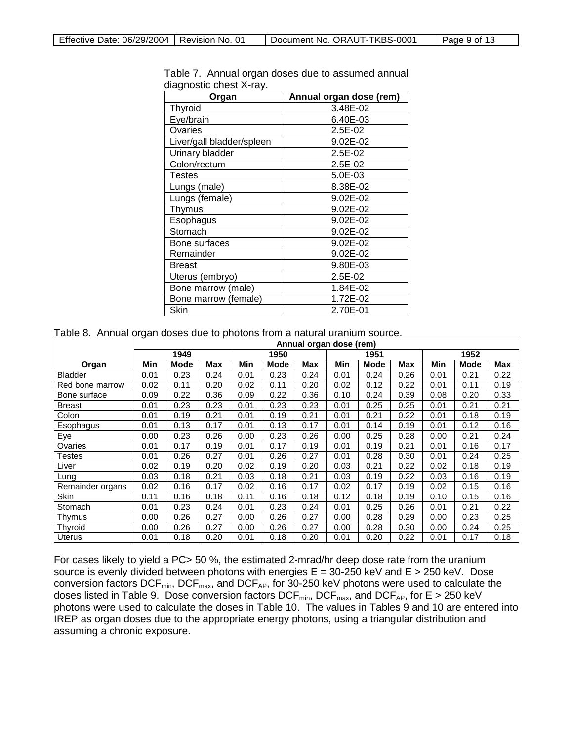Table 7. Annual organ doses due to assumed annual diagnostic chest X-ray.

| Organ | Annual organ dose (rem) |
|---|---|
| Thyroid | 3.48E-02 |
| Eye/brain | 6.40E-03 |
| Ovaries | 2.5E-02 |
| Liver/gall bladder/spleen | 9.02E-02 |
| Urinary bladder | 2.5E-02 |
| Colon/rectum | 2.5E-02 |
| Testes | 5.0E-03 |
| Lungs (male) | 8.38E-02 |
| Lungs (female) | 9.02E-02 |
| Thymus | 9.02E-02 |
| Esophagus | 9.02E-02 |
| Stomach | 9.02E-02 |
| Bone surfaces | 9.02E-02 |
| Remainder | 9.02E-02 |
| Breast | 9.80E-03 |
| Uterus (embryo) | 2.5E-02 |
| Bone marrow (male) | 1.84E-02 |
| Bone marrow (female) | 1.72E-02 |
| Skin | 2.70E-01 |

Table 8. Annual organ doses due to photons from a natural uranium source.

| | Annual organ dose (rem) | | | | | | | | | | | |
|---|---|---|---|---|---|---|---|---|---|---|---|---|
| | 1949 | | | 1950 | | | 1951 | | | 1952 | | |
| Organ | Min | Mode | Max | Min | Mode | Max | Min | Mode | Max | Min | Mode | Max |
| Bladder | 0.01 | 0.23 | 0.24 | 0.01 | 0.23 | 0.24 | 0.01 | 0.24 | 0.26 | 0.01 | 0.21 | 0.22 |
| Red bone marrow | 0.02 | 0.11 | 0.20 | 0.02 | 0.11 | 0.20 | 0.02 | 0.12 | 0.22 | 0.01 | 0.11 | 0.19 |
| Bone surface | 0.09 | 0.22 | 0.36 | 0.09 | 0.22 | 0.36 | 0.10 | 0.24 | 0.39 | 0.08 | 0.20 | 0.33 |
| Breast | 0.01 | 0.23 | 0.23 | 0.01 | 0.23 | 0.23 | 0.01 | 0.25 | 0.25 | 0.01 | 0.21 | 0.21 |
| Colon | 0.01 | 0.19 | 0.21 | 0.01 | 0.19 | 0.21 | 0.01 | 0.21 | 0.22 | 0.01 | 0.18 | 0.19 |
| Esophagus | 0.01 | 0.13 | 0.17 | 0.01 | 0.13 | 0.17 | 0.01 | 0.14 | 0.19 | 0.01 | 0.12 | 0.16 |
| Eye | 0.00 | 0.23 | 0.26 | 0.00 | 0.23 | 0.26 | 0.00 | 0.25 | 0.28 | 0.00 | 0.21 | 0.24 |
| Ovaries | 0.01 | 0.17 | 0.19 | 0.01 | 0.17 | 0.19 | 0.01 | 0.19 | 0.21 | 0.01 | 0.16 | 0.17 |
| Testes | 0.01 | 0.26 | 0.27 | 0.01 | 0.26 | 0.27 | 0.01 | 0.28 | 0.30 | 0.01 | 0.24 | 0.25 |
| Liver | 0.02 | 0.19 | 0.20 | 0.02 | 0.19 | 0.20 | 0.03 | 0.21 | 0.22 | 0.02 | 0.18 | 0.19 |
| Lung | 0.03 | 0.18 | 0.21 | 0.03 | 0.18 | 0.21 | 0.03 | 0.19 | 0.22 | 0.03 | 0.16 | 0.19 |
| Remainder organs | 0.02 | 0.16 | 0.17 | 0.02 | 0.16 | 0.17 | 0.02 | 0.17 | 0.19 | 0.02 | 0.15 | 0.16 |
| Skin | 0.11 | 0.16 | 0.18 | 0.11 | 0.16 | 0.18 | 0.12 | 0.18 | 0.19 | 0.10 | 0.15 | 0.16 |
| Stomach | 0.01 | 0.23 | 0.24 | 0.01 | 0.23 | 0.24 | 0.01 | 0.25 | 0.26 | 0.01 | 0.21 | 0.22 |
| Thymus | 0.00 | 0.26 | 0.27 | 0.00 | 0.26 | 0.27 | 0.00 | 0.28 | 0.29 | 0.00 | 0.23 | 0.25 |
| Thyroid | 0.00 | 0.26 | 0.27 | 0.00 | 0.26 | 0.27 | 0.00 | 0.28 | 0.30 | 0.00 | 0.24 | 0.25 |
| Uterus | 0.01 | 0.18 | 0.20 | 0.01 | 0.18 | 0.20 | 0.01 | 0.20 | 0.22 | 0.01 | 0.17 | 0.18 |

For cases likely to yield a PC> 50 %, the estimated 2-mrad/hr deep dose rate from the uranium source is evenly divided between photons with energies E = 30-250 keV and E > 250 keV. Dose conversion factors $DCF_{min}$, $DCF_{max}$, and $DCF_{AP}$, for 30-250 keV photons were used to calculate the doses listed in Table 9. Dose conversion factors $DCF_{min}$, $DCF_{max}$, and $DCF_{AP}$, for E > 250 keV photons were used to calculate the doses in Table 10. The values in Tables 9 and 10 are entered into IREP as organ doses due to the appropriate energy photons, using a triangular distribution and assuming a chronic exposure.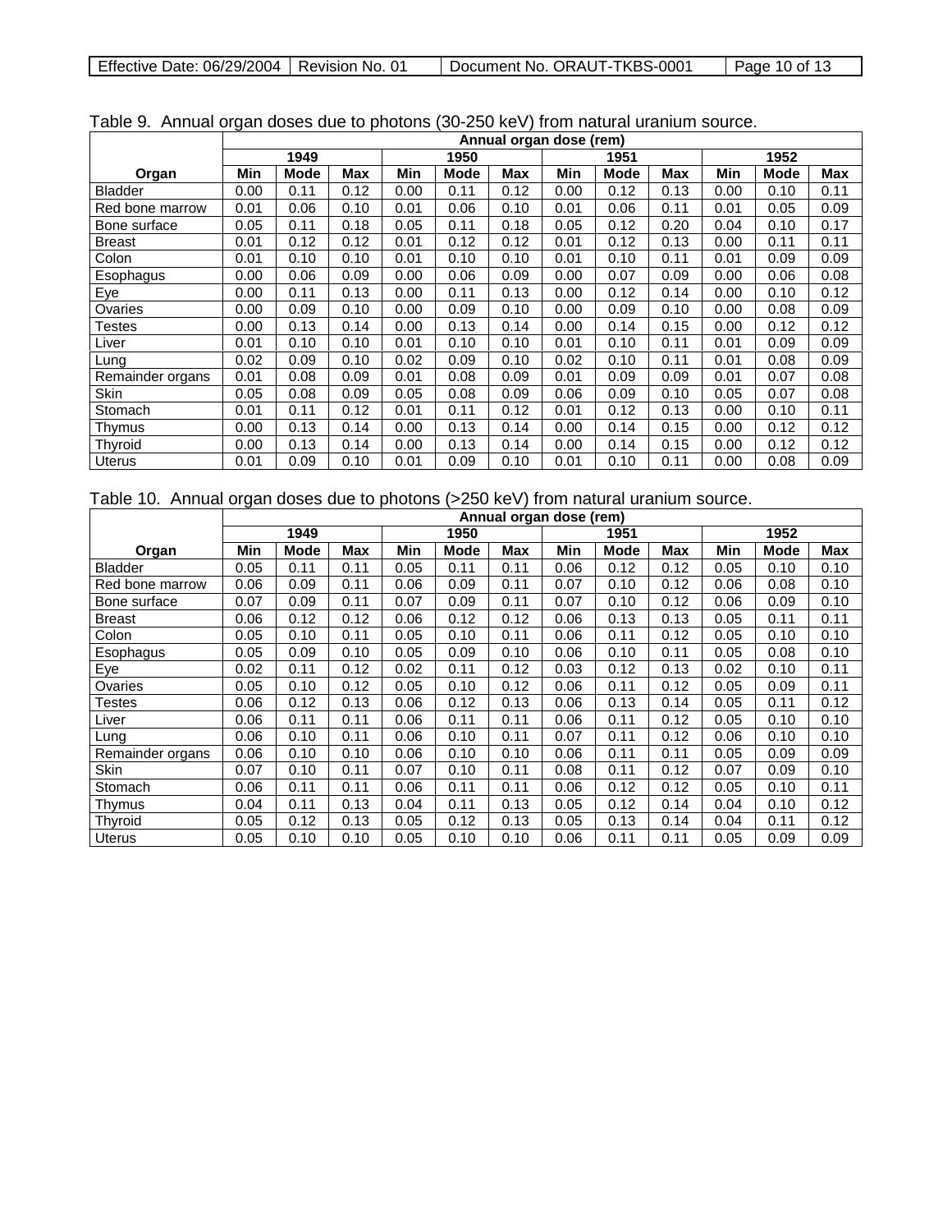Table 9. Annual organ doses due to photons (30-250 keV) from natural uranium source.

| Organ | Annual organ dose (rem) | | | | | | | | | | | |
|---|---|---|---|---|---|---|---|---|---|---|---|---|
| | 1949 | | | 1950 | | | 1951 | | | 1952 | | |
| | Min | Mode | Max | Min | Mode | Max | Min | Mode | Max | Min | Mode | Max |
| Bladder | 0.00 | 0.11 | 0.12 | 0.00 | 0.11 | 0.12 | 0.00 | 0.12 | 0.13 | 0.00 | 0.10 | 0.11 |
| Red bone marrow | 0.01 | 0.06 | 0.10 | 0.01 | 0.06 | 0.10 | 0.01 | 0.06 | 0.11 | 0.01 | 0.05 | 0.09 |
| Bone surface | 0.05 | 0.11 | 0.18 | 0.05 | 0.11 | 0.18 | 0.05 | 0.12 | 0.20 | 0.04 | 0.10 | 0.17 |
| Breast | 0.01 | 0.12 | 0.12 | 0.01 | 0.12 | 0.12 | 0.01 | 0.12 | 0.13 | 0.00 | 0.11 | 0.11 |
| Colon | 0.01 | 0.10 | 0.10 | 0.01 | 0.10 | 0.10 | 0.01 | 0.10 | 0.11 | 0.01 | 0.09 | 0.09 |
| Esophagus | 0.00 | 0.06 | 0.09 | 0.00 | 0.06 | 0.09 | 0.00 | 0.07 | 0.09 | 0.00 | 0.06 | 0.08 |
| Eye | 0.00 | 0.11 | 0.13 | 0.00 | 0.11 | 0.13 | 0.00 | 0.12 | 0.14 | 0.00 | 0.10 | 0.12 |
| Ovaries | 0.00 | 0.09 | 0.10 | 0.00 | 0.09 | 0.10 | 0.00 | 0.09 | 0.10 | 0.00 | 0.08 | 0.09 |
| Testes | 0.00 | 0.13 | 0.14 | 0.00 | 0.13 | 0.14 | 0.00 | 0.14 | 0.15 | 0.00 | 0.12 | 0.12 |
| Liver | 0.01 | 0.10 | 0.10 | 0.01 | 0.10 | 0.10 | 0.01 | 0.10 | 0.11 | 0.01 | 0.09 | 0.09 |
| Lung | 0.02 | 0.09 | 0.10 | 0.02 | 0.09 | 0.10 | 0.02 | 0.10 | 0.11 | 0.01 | 0.08 | 0.09 |
| Remainder organs | 0.01 | 0.08 | 0.09 | 0.01 | 0.08 | 0.09 | 0.01 | 0.09 | 0.09 | 0.01 | 0.07 | 0.08 |
| Skin | 0.05 | 0.08 | 0.09 | 0.05 | 0.08 | 0.09 | 0.06 | 0.09 | 0.10 | 0.05 | 0.07 | 0.08 |
| Stomach | 0.01 | 0.11 | 0.12 | 0.01 | 0.11 | 0.12 | 0.01 | 0.12 | 0.13 | 0.00 | 0.10 | 0.11 |
| Thymus | 0.00 | 0.13 | 0.14 | 0.00 | 0.13 | 0.14 | 0.00 | 0.14 | 0.15 | 0.00 | 0.12 | 0.12 |
| Thyroid | 0.00 | 0.13 | 0.14 | 0.00 | 0.13 | 0.14 | 0.00 | 0.14 | 0.15 | 0.00 | 0.12 | 0.12 |
| Uterus | 0.01 | 0.09 | 0.10 | 0.01 | 0.09 | 0.10 | 0.01 | 0.10 | 0.11 | 0.00 | 0.08 | 0.09 |

Table 10. Annual organ doses due to photons (>250 keV) from natural uranium source.

| Organ | Annual organ dose (rem) | | | | | | | | | | | |
|---|---|---|---|---|---|---|---|---|---|---|---|---|
| | 1949 | | | 1950 | | | 1951 | | | 1952 | | |
| | Min | Mode | Max | Min | Mode | Max | Min | Mode | Max | Min | Mode | Max |
| Bladder | 0.05 | 0.11 | 0.11 | 0.05 | 0.11 | 0.11 | 0.06 | 0.12 | 0.12 | 0.05 | 0.10 | 0.10 |
| Red bone marrow | 0.06 | 0.09 | 0.11 | 0.06 | 0.09 | 0.11 | 0.07 | 0.10 | 0.12 | 0.06 | 0.08 | 0.10 |
| Bone surface | 0.07 | 0.09 | 0.11 | 0.07 | 0.09 | 0.11 | 0.07 | 0.10 | 0.12 | 0.06 | 0.09 | 0.10 |
| Breast | 0.06 | 0.12 | 0.12 | 0.06 | 0.12 | 0.12 | 0.06 | 0.13 | 0.13 | 0.05 | 0.11 | 0.11 |
| Colon | 0.05 | 0.10 | 0.11 | 0.05 | 0.10 | 0.11 | 0.06 | 0.11 | 0.12 | 0.05 | 0.10 | 0.10 |
| Esophagus | 0.05 | 0.09 | 0.10 | 0.05 | 0.09 | 0.10 | 0.06 | 0.10 | 0.11 | 0.05 | 0.08 | 0.10 |
| Eye | 0.02 | 0.11 | 0.12 | 0.02 | 0.11 | 0.12 | 0.03 | 0.12 | 0.13 | 0.02 | 0.10 | 0.11 |
| Ovaries | 0.05 | 0.10 | 0.12 | 0.05 | 0.10 | 0.12 | 0.06 | 0.11 | 0.12 | 0.05 | 0.09 | 0.11 |
| Testes | 0.06 | 0.12 | 0.13 | 0.06 | 0.12 | 0.13 | 0.06 | 0.13 | 0.14 | 0.05 | 0.11 | 0.12 |
| Liver | 0.06 | 0.11 | 0.11 | 0.06 | 0.11 | 0.11 | 0.06 | 0.11 | 0.12 | 0.05 | 0.10 | 0.10 |
| Lung | 0.06 | 0.10 | 0.11 | 0.06 | 0.10 | 0.11 | 0.07 | 0.11 | 0.12 | 0.06 | 0.10 | 0.10 |
| Remainder organs | 0.06 | 0.10 | 0.10 | 0.06 | 0.10 | 0.10 | 0.06 | 0.11 | 0.11 | 0.05 | 0.09 | 0.09 |
| Skin | 0.07 | 0.10 | 0.11 | 0.07 | 0.10 | 0.11 | 0.08 | 0.11 | 0.12 | 0.07 | 0.09 | 0.10 |
| Stomach | 0.06 | 0.11 | 0.11 | 0.06 | 0.11 | 0.11 | 0.06 | 0.12 | 0.12 | 0.05 | 0.10 | 0.11 |
| Thymus | 0.04 | 0.11 | 0.13 | 0.04 | 0.11 | 0.13 | 0.05 | 0.12 | 0.14 | 0.04 | 0.10 | 0.12 |
| Thyroid | 0.05 | 0.12 | 0.13 | 0.05 | 0.12 | 0.13 | 0.05 | 0.13 | 0.14 | 0.04 | 0.11 | 0.12 |
| Uterus | 0.05 | 0.10 | 0.10 | 0.05 | 0.10 | 0.10 | 0.06 | 0.11 | 0.11 | 0.05 | 0.09 | 0.09 |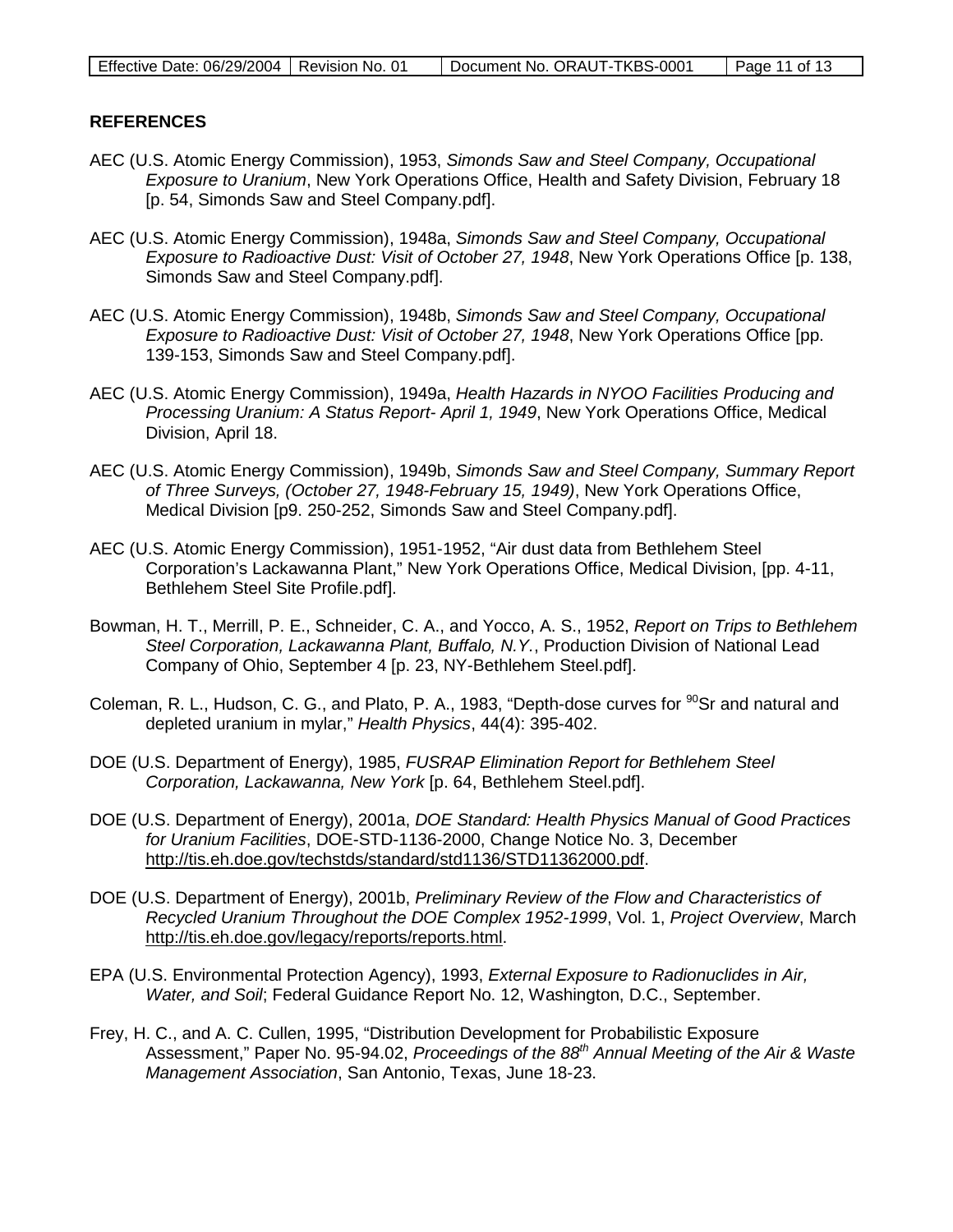## REFERENCES

AEC (U.S. Atomic Energy Commission), 1953, *Simonds Saw and Steel Company, Occupational Exposure to Uranium*, New York Operations Office, Health and Safety Division, February 18 [p. 54, Simonds Saw and Steel Company.pdf].

AEC (U.S. Atomic Energy Commission), 1948a, *Simonds Saw and Steel Company, Occupational Exposure to Radioactive Dust: Visit of October 27, 1948*, New York Operations Office [p. 138, Simonds Saw and Steel Company.pdf].

AEC (U.S. Atomic Energy Commission), 1948b, *Simonds Saw and Steel Company, Occupational Exposure to Radioactive Dust: Visit of October 27, 1948*, New York Operations Office [pp. 139-153, Simonds Saw and Steel Company.pdf].

AEC (U.S. Atomic Energy Commission), 1949a, *Health Hazards in NYOO Facilities Producing and Processing Uranium: A Status Report- April 1, 1949*, New York Operations Office, Medical Division, April 18.

AEC (U.S. Atomic Energy Commission), 1949b, *Simonds Saw and Steel Company, Summary Report of Three Surveys, (October 27, 1948-February 15, 1949)*, New York Operations Office, Medical Division [p9. 250-252, Simonds Saw and Steel Company.pdf].

AEC (U.S. Atomic Energy Commission), 1951-1952, "Air dust data from Bethlehem Steel Corporation's Lackawanna Plant," New York Operations Office, Medical Division, [pp. 4-11, Bethlehem Steel Site Profile.pdf].

Bowman, H. T., Merrill, P. E., Schneider, C. A., and Yocco, A. S., 1952, *Report on Trips to Bethlehem Steel Corporation, Lackawanna Plant, Buffalo, N.Y.*, Production Division of National Lead Company of Ohio, September 4 [p. 23, NY-Bethlehem Steel.pdf].

Coleman, R. L., Hudson, C. G., and Plato, P. A., 1983, "Depth-dose curves for $^{90}$Sr and natural and depleted uranium in mylar," *Health Physics*, 44(4): 395-402.

DOE (U.S. Department of Energy), 1985, *FUSRAP Elimination Report for Bethlehem Steel Corporation, Lackawanna, New York* [p. 64, Bethlehem Steel.pdf].

DOE (U.S. Department of Energy), 2001a, *DOE Standard: Health Physics Manual of Good Practices for Uranium Facilities*, DOE-STD-1136-2000, Change Notice No. 3, December http://tis.eh.doe.gov/techstds/standard/std1136/STD11362000.pdf.

DOE (U.S. Department of Energy), 2001b, *Preliminary Review of the Flow and Characteristics of Recycled Uranium Throughout the DOE Complex 1952-1999*, Vol. 1, *Project Overview*, March http://tis.eh.doe.gov/legacy/reports/reports.html.

EPA (U.S. Environmental Protection Agency), 1993, *External Exposure to Radionuclides in Air, Water, and Soil*; Federal Guidance Report No. 12, Washington, D.C., September.

Frey, H. C., and A. C. Cullen, 1995, "Distribution Development for Probabilistic Exposure Assessment," Paper No. 95-94.02, *Proceedings of the 88th Annual Meeting of the Air & Waste Management Association*, San Antonio, Texas, June 18-23.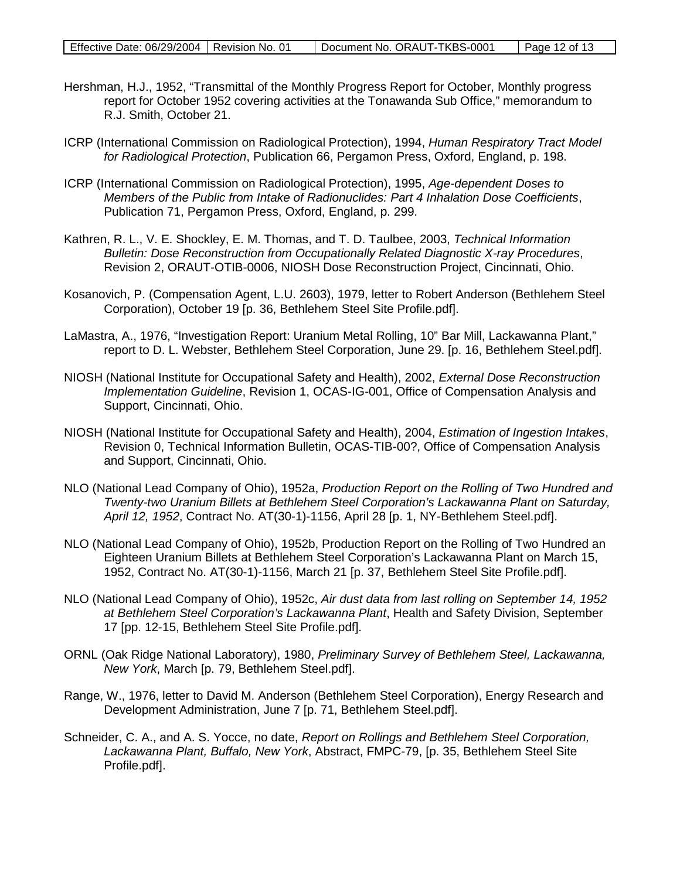Hershman, H.J., 1952, "Transmittal of the Monthly Progress Report for October, Monthly progress report for October 1952 covering activities at the Tonawanda Sub Office," memorandum to R.J. Smith, October 21.

ICRP (International Commission on Radiological Protection), 1994, *Human Respiratory Tract Model for Radiological Protection*, Publication 66, Pergamon Press, Oxford, England, p. 198.

ICRP (International Commission on Radiological Protection), 1995, *Age-dependent Doses to Members of the Public from Intake of Radionuclides: Part 4 Inhalation Dose Coefficients*, Publication 71, Pergamon Press, Oxford, England, p. 299.

Kathren, R. L., V. E. Shockley, E. M. Thomas, and T. D. Taulbee, 2003, *Technical Information Bulletin: Dose Reconstruction from Occupationally Related Diagnostic X-ray Procedures*, Revision 2, ORAUT-OTIB-0006, NIOSH Dose Reconstruction Project, Cincinnati, Ohio.

Kosanovich, P. (Compensation Agent, L.U. 2603), 1979, letter to Robert Anderson (Bethlehem Steel Corporation), October 19 [p. 36, Bethlehem Steel Site Profile.pdf].

LaMastra, A., 1976, "Investigation Report: Uranium Metal Rolling, 10" Bar Mill, Lackawanna Plant," report to D. L. Webster, Bethlehem Steel Corporation, June 29. [p. 16, Bethlehem Steel.pdf].

NIOSH (National Institute for Occupational Safety and Health), 2002, *External Dose Reconstruction Implementation Guideline*, Revision 1, OCAS-IG-001, Office of Compensation Analysis and Support, Cincinnati, Ohio.

NIOSH (National Institute for Occupational Safety and Health), 2004, *Estimation of Ingestion Intakes*, Revision 0, Technical Information Bulletin, OCAS-TIB-00?, Office of Compensation Analysis and Support, Cincinnati, Ohio.

NLO (National Lead Company of Ohio), 1952a, *Production Report on the Rolling of Two Hundred and Twenty-two Uranium Billets at Bethlehem Steel Corporation's Lackawanna Plant on Saturday, April 12, 1952*, Contract No. AT(30-1)-1156, April 28 [p. 1, NY-Bethlehem Steel.pdf].

NLO (National Lead Company of Ohio), 1952b, Production Report on the Rolling of Two Hundred an Eighteen Uranium Billets at Bethlehem Steel Corporation's Lackawanna Plant on March 15, 1952, Contract No. AT(30-1)-1156, March 21 [p. 37, Bethlehem Steel Site Profile.pdf].

NLO (National Lead Company of Ohio), 1952c, *Air dust data from last rolling on September 14, 1952 at Bethlehem Steel Corporation's Lackawanna Plant*, Health and Safety Division, September 17 [pp. 12-15, Bethlehem Steel Site Profile.pdf].

ORNL (Oak Ridge National Laboratory), 1980, *Preliminary Survey of Bethlehem Steel, Lackawanna, New York*, March [p. 79, Bethlehem Steel.pdf].

Range, W., 1976, letter to David M. Anderson (Bethlehem Steel Corporation), Energy Research and Development Administration, June 7 [p. 71, Bethlehem Steel.pdf].

Schneider, C. A., and A. S. Yocce, no date, *Report on Rollings and Bethlehem Steel Corporation, Lackawanna Plant, Buffalo, New York*, Abstract, FMPC-79, [p. 35, Bethlehem Steel Site Profile.pdf].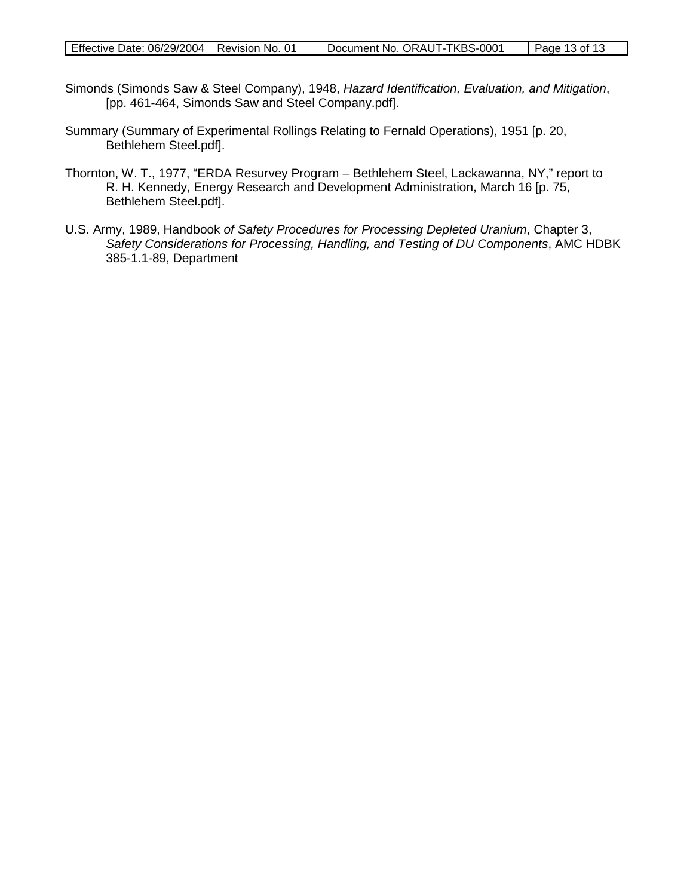Simonds (Simonds Saw & Steel Company), 1948, *Hazard Identification, Evaluation, and Mitigation*, [pp. 461-464, Simonds Saw and Steel Company.pdf].

Summary (Summary of Experimental Rollings Relating to Fernald Operations), 1951 [p. 20, Bethlehem Steel.pdf].

Thornton, W. T., 1977, "ERDA Resurvey Program – Bethlehem Steel, Lackawanna, NY," report to R. H. Kennedy, Energy Research and Development Administration, March 16 [p. 75, Bethlehem Steel.pdf].

U.S. Army, 1989, Handbook *of Safety Procedures for Processing Depleted Uranium*, Chapter 3, *Safety Considerations for Processing, Handling, and Testing of DU Components*, AMC HDBK 385-1.1-89, Department